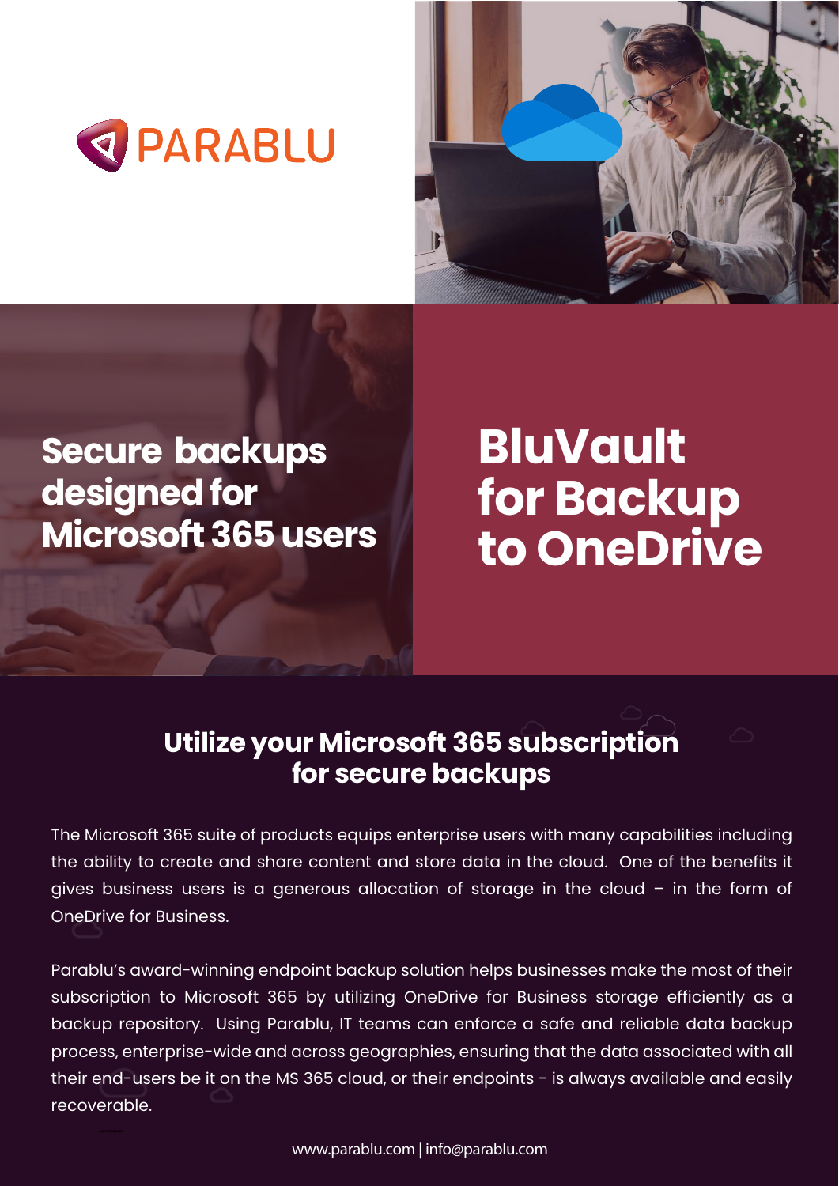PARABLU

# BluVault for Backup to OneDrive

## Secure backups designed for Microsoft 365 users

## Utilize your Microsoft 365 subscription for secure backups

The Microsoft 365 suite of products equips enterprise users with many capabilities including the ability to create and share content and store data in the cloud. One of the benefits it gives business users is a generous allocation of storage in the cloud – in the form of OneDrive for Business.

Parablu's award-winning endpoint backup solution helps businesses make the most of their subscription to Microsoft 365 by utilizing OneDrive for Business storage efficiently as a backup repository. Using Parablu, IT teams can enforce a safe and reliable data backup process, enterprise-wide and across geographies, ensuring that the data associated with all their end-users be it on the MS 365 cloud, or their endpoints - is always available and easily recoverable.

www.parablu.com | info@parablu.com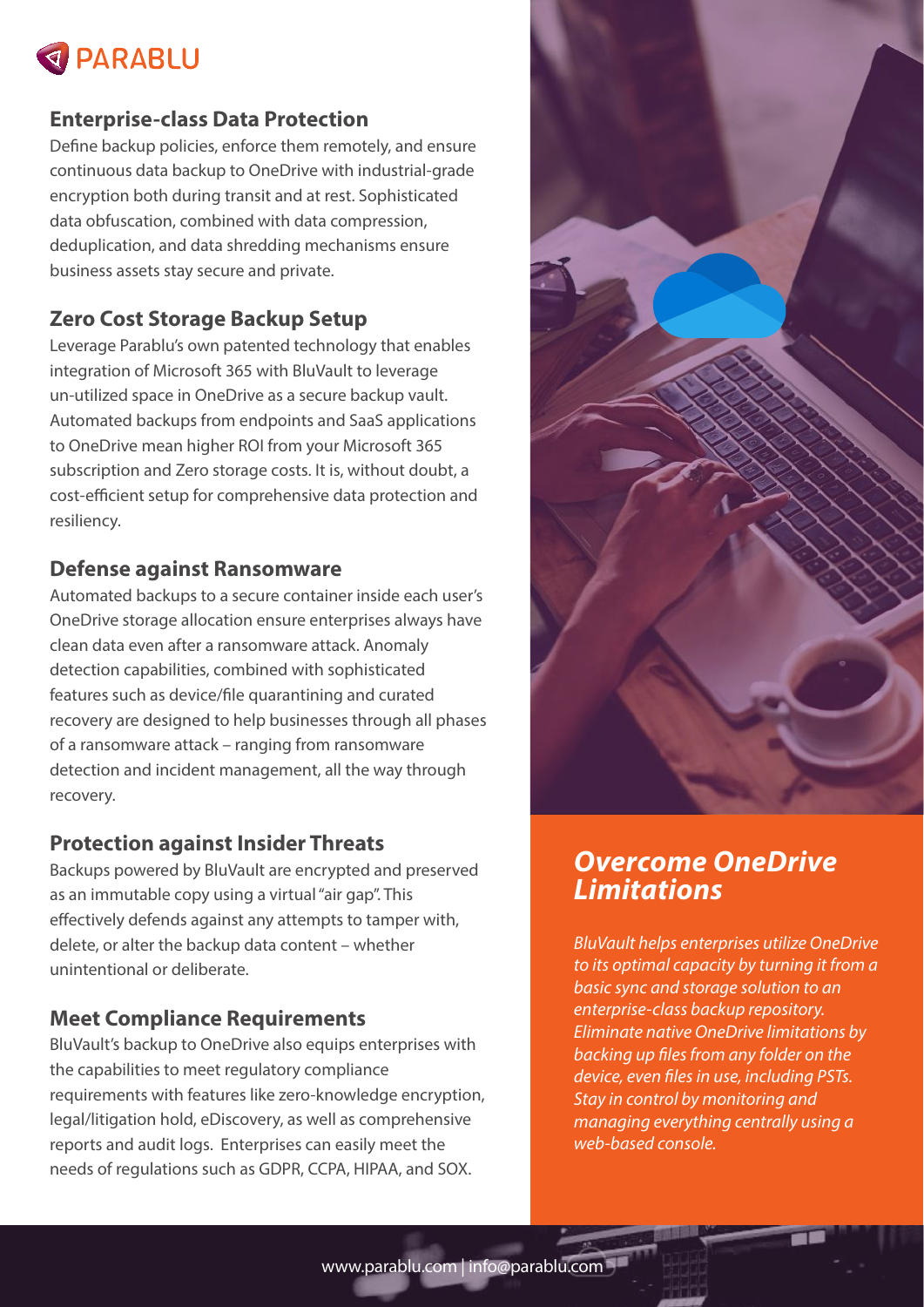# PARABLU

## Enterprise-class Data Protection

Define backup policies, enforce them remotely, and ensure continuous data backup to OneDrive with industrial-grade encryption both during transit and at rest. Sophisticated data obfuscation, combined with data compression, deduplication, and data shredding mechanisms ensure business assets stay secure and private.

## Zero Cost Storage Backup Setup

Leverage Parablu's own patented technology that enables integration of Microsoft 365 with BluVault to leverage un-utilized space in OneDrive as a secure backup vault. Automated backups from endpoints and SaaS applications to OneDrive mean higher ROI from your Microsoft 365 subscription and Zero storage costs. It is, without doubt, a cost-efficient setup for comprehensive data protection and resiliency.

## Defense against Ransomware

Automated backups to a secure container inside each user's OneDrive storage allocation ensure enterprises always have clean data even after a ransomware attack. Anomaly detection capabilities, combined with sophisticated features such as device/file quarantining and curated recovery are designed to help businesses through all phases of a ransomware attack – ranging from ransomware detection and incident management, all the way through recovery.

## Protection against Insider Threats

Backups powered by BluVault are encrypted and preserved as an immutable copy using a virtual "air gap". This effectively defends against any attempts to tamper with, delete, or alter the backup data content – whether unintentional or deliberate.

## Meet Compliance Requirements

BluVault's backup to OneDrive also equips enterprises with the capabilities to meet regulatory compliance requirements with features like zero-knowledge encryption, legal/litigation hold, eDiscovery, as well as comprehensive reports and audit logs. Enterprises can easily meet the needs of regulations such as GDPR, CCPA, HIPAA, and SOX.

## *Overcome OneDrive Limitations*

*BluVault helps enterprises utilize OneDrive to its optimal capacity by turning it from a basic sync and storage solution to an enterprise-class backup repository. Eliminate native OneDrive limitations by backing up files from any folder on the device, even files in use, including PSTs. Stay in control by monitoring and managing everything centrally using a web-based console.*

www.parablu.com | info@parablu.com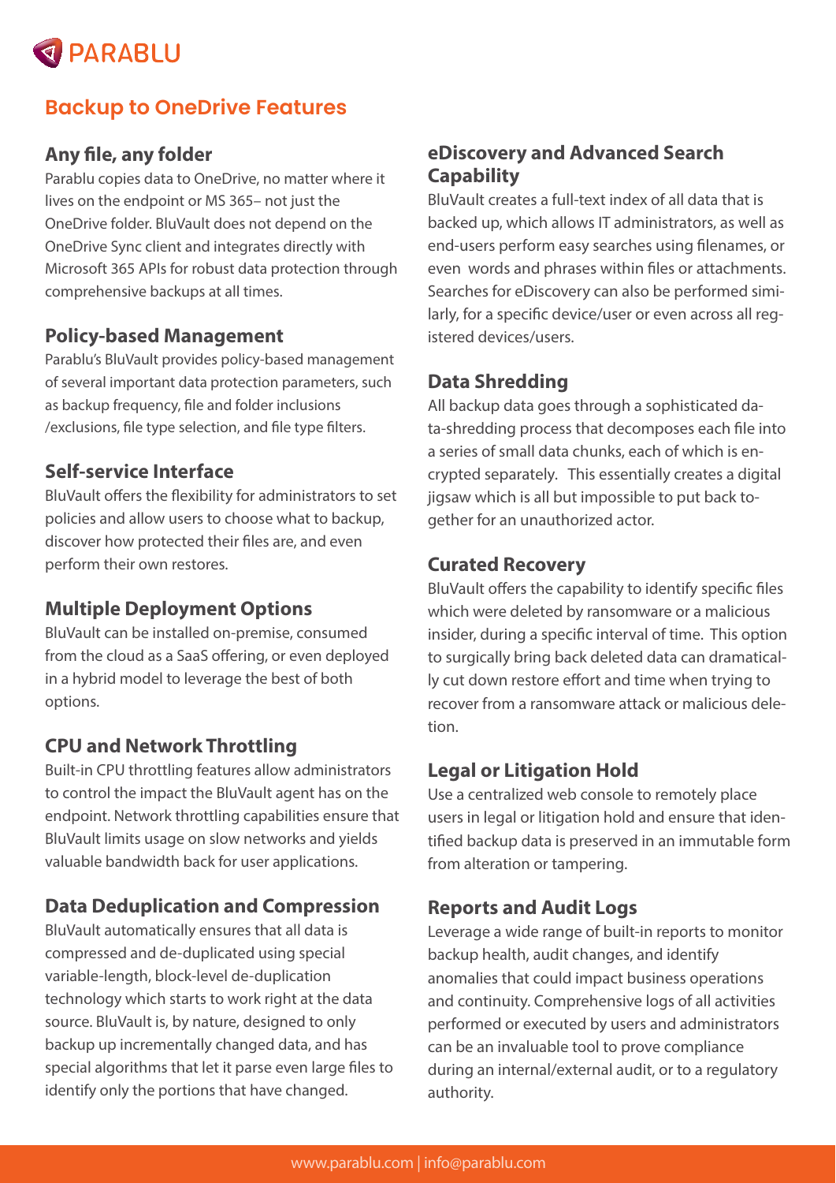## Backup to OneDrive Features

### Any file, any folder

Parablu copies data to OneDrive, no matter where it lives on the endpoint or MS 365– not just the OneDrive folder. BluVault does not depend on the OneDrive Sync client and integrates directly with Microsoft 365 APIs for robust data protection through comprehensive backups at all times.

### Policy-based Management

Parablu's BluVault provides policy-based management of several important data protection parameters, such as backup frequency, file and folder inclusions /exclusions, file type selection, and file type filters.

### Self-service Interface

BluVault offers the flexibility for administrators to set policies and allow users to choose what to backup, discover how protected their files are, and even perform their own restores.

### Multiple Deployment Options

BluVault can be installed on-premise, consumed from the cloud as a SaaS offering, or even deployed in a hybrid model to leverage the best of both options.

### CPU and Network Throttling

Built-in CPU throttling features allow administrators to control the impact the BluVault agent has on the endpoint. Network throttling capabilities ensure that BluVault limits usage on slow networks and yields valuable bandwidth back for user applications.

### Data Deduplication and Compression

BluVault automatically ensures that all data is compressed and de-duplicated using special variable-length, block-level de-duplication technology which starts to work right at the data source. BluVault is, by nature, designed to only backup up incrementally changed data, and has special algorithms that let it parse even large files to identify only the portions that have changed.

### eDiscovery and Advanced Search Capability

BluVault creates a full-text index of all data that is backed up, which allows IT administrators, as well as end-users perform easy searches using filenames, or even words and phrases within files or attachments. Searches for eDiscovery can also be performed similarly, for a specific device/user or even across all registered devices/users.

### Data Shredding

All backup data goes through a sophisticated data-shredding process that decomposes each file into a series of small data chunks, each of which is encrypted separately. This essentially creates a digital jigsaw which is all but impossible to put back together for an unauthorized actor.

### Curated Recovery

BluVault offers the capability to identify specific files which were deleted by ransomware or a malicious insider, during a specific interval of time. This option to surgically bring back deleted data can dramatically cut down restore effort and time when trying to recover from a ransomware attack or malicious deletion.

### Legal or Litigation Hold

Use a centralized web console to remotely place users in legal or litigation hold and ensure that identified backup data is preserved in an immutable form from alteration or tampering.

### Reports and Audit Logs

Leverage a wide range of built-in reports to monitor backup health, audit changes, and identify anomalies that could impact business operations and continuity. Comprehensive logs of all activities performed or executed by users and administrators can be an invaluable tool to prove compliance during an internal/external audit, or to a regulatory authority.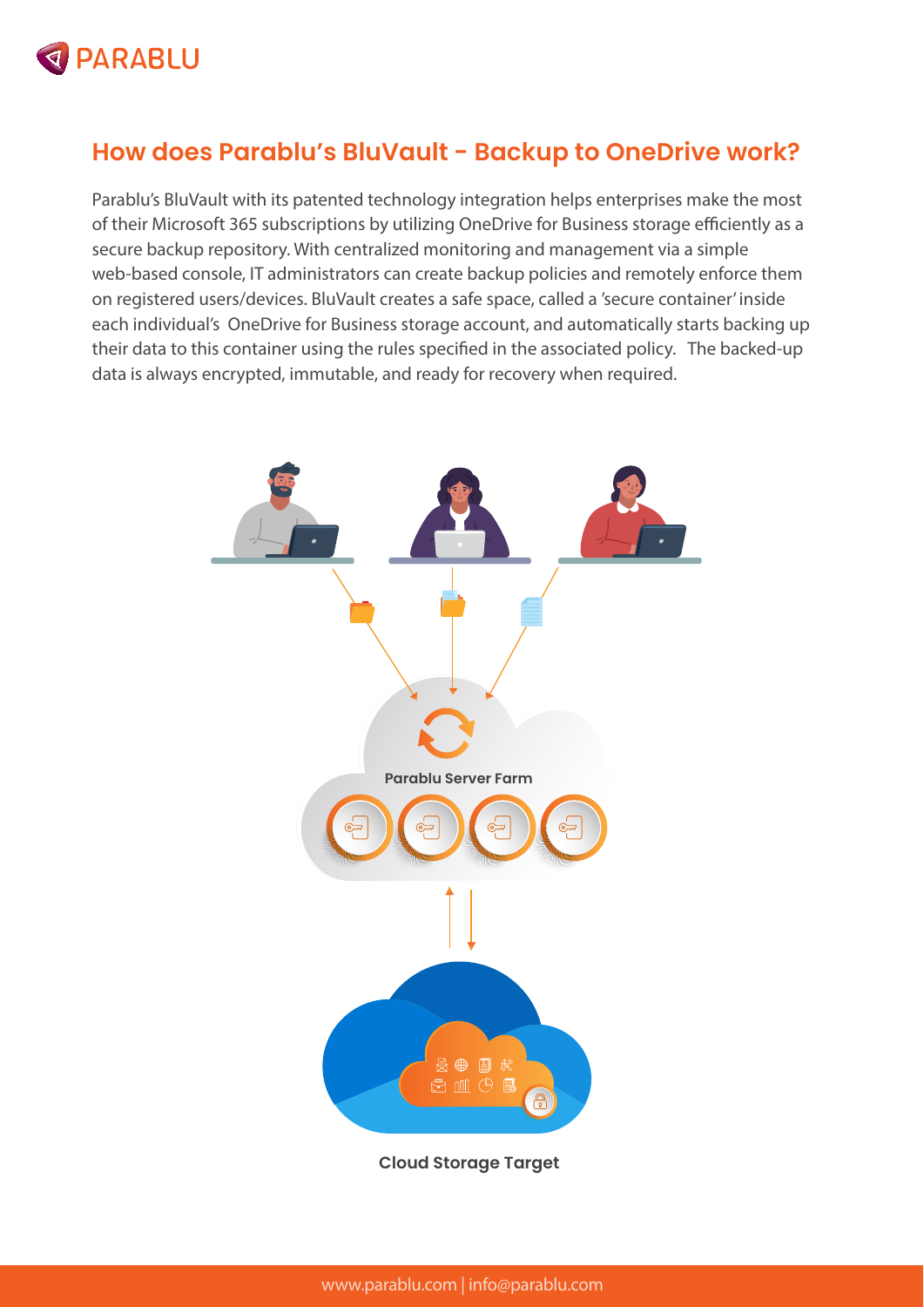## How does Parablu's BluVault - Backup to OneDrive work?

Parablu's BluVault with its patented technology integration helps enterprises make the most of their Microsoft 365 subscriptions by utilizing OneDrive for Business storage efficiently as a secure backup repository. With centralized monitoring and management via a simple web-based console, IT administrators can create backup policies and remotely enforce them on registered users/devices. BluVault creates a safe space, called a 'secure container' inside each individual's OneDrive for Business storage account, and automatically starts backing up their data to this container using the rules specified in the associated policy. The backed-up data is always encrypted, immutable, and ready for recovery when required.

Parablu Server Farm

Cloud Storage Target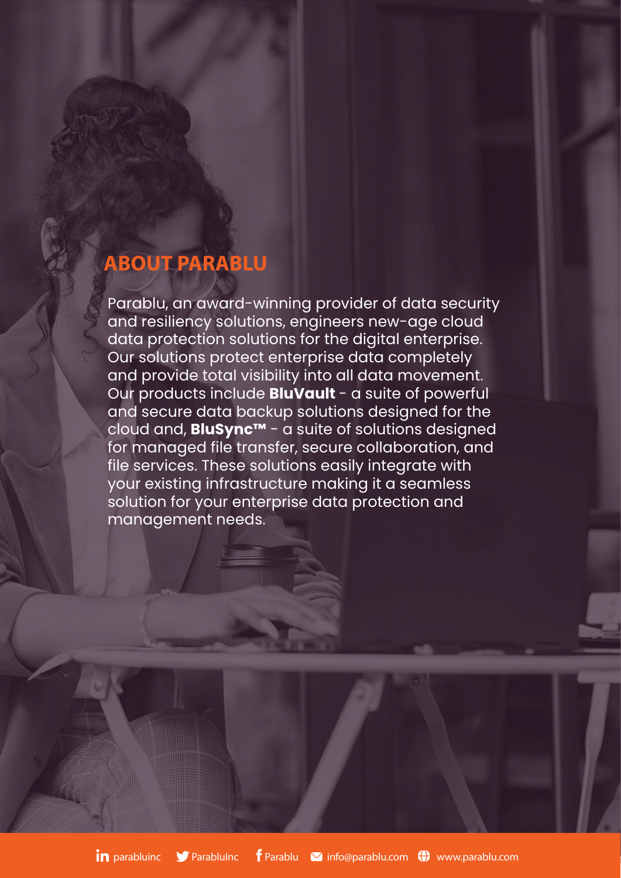## ABOUT PARABLU

Parablu, an award-winning provider of data security and resiliency solutions, engineers new-age cloud data protection solutions for the digital enterprise. Our solutions protect enterprise data completely and provide total visibility into all data movement. Our products include **BluVault** - a suite of powerful and secure data backup solutions designed for the cloud and, **BluSync™** - a suite of solutions designed for managed file transfer, secure collaboration, and file services. These solutions easily integrate with your existing infrastructure making it a seamless solution for your enterprise data protection and management needs.

parabluinc ParabluInc Parablu info@parablu.com www.parablu.com